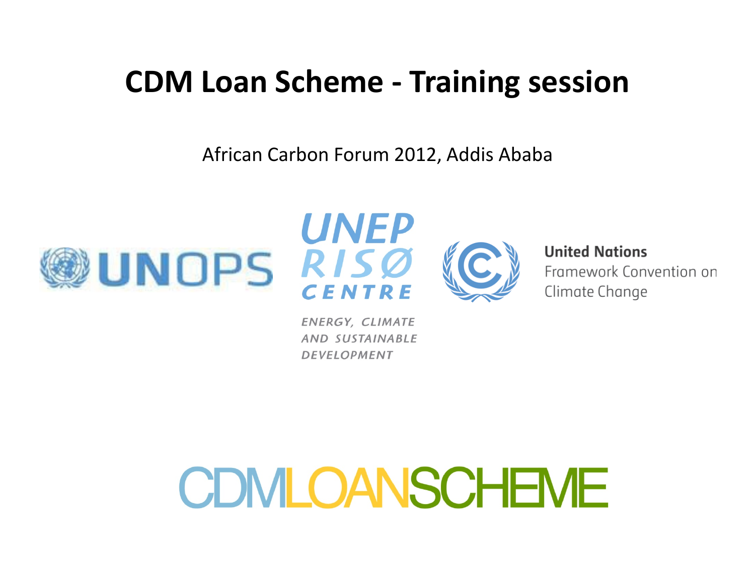# CDM Loan Scheme - Training session

African Carbon Forum 2012, Addis Ababa

UNOPS

UNEP RISØ CENTRE

ENERGY, CLIMATE AND SUSTAINABLE DEVELOPMENT

United Nations Framework Convention on Climate Change

CDMLOANSCHEME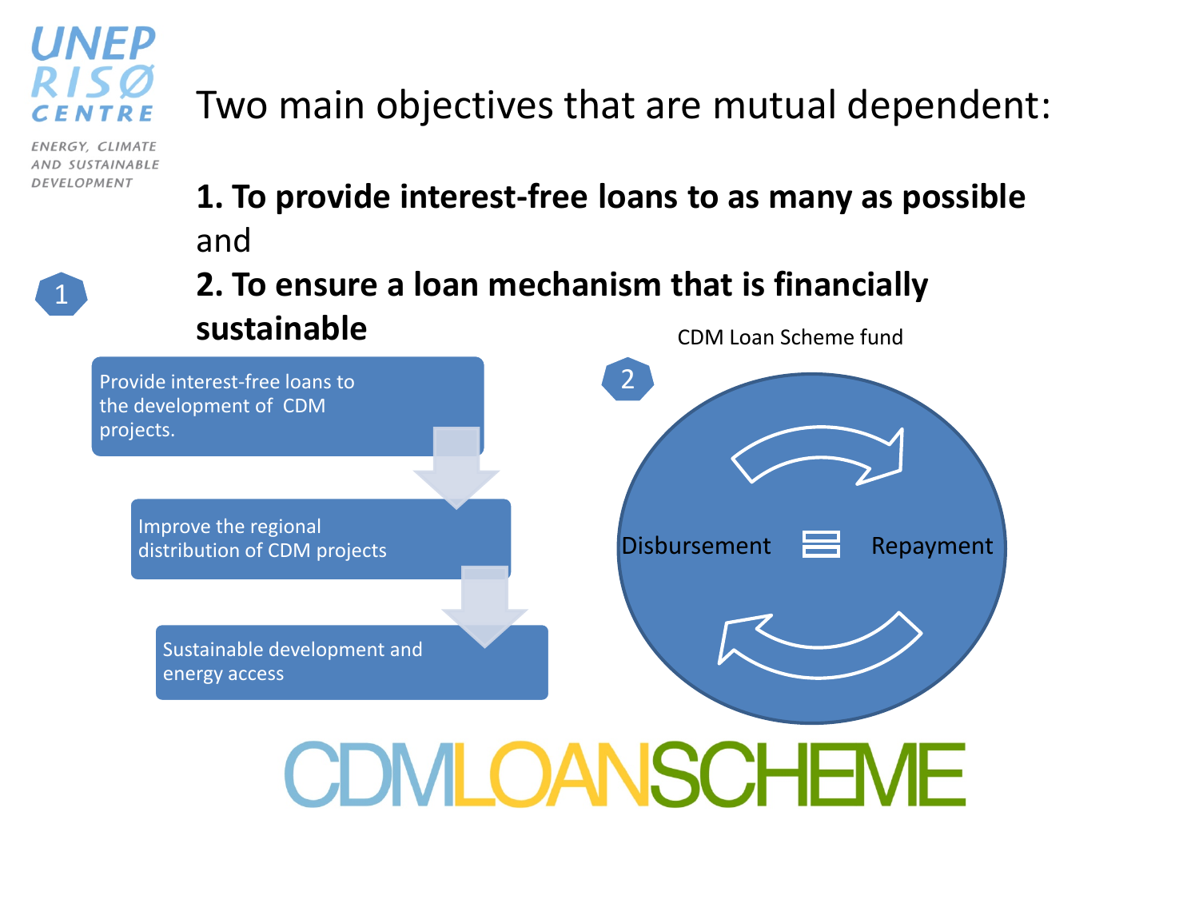UNEP RISØ CENTRE

ENERGY, CLIMATE AND SUSTAINABLE DEVELOPMENT

# Two main objectives that are mutual dependent:

**1. To provide interest-free loans to as many as possible**
and
**2. To ensure a loan mechanism that is financially sustainable**

1

- Provide interest-free loans to the development of CDM projects.
- Improve the regional distribution of CDM projects
- Sustainable development and energy access

2

CDM Loan Scheme fund

Disbursement = Repayment

CDMLOANSCHEME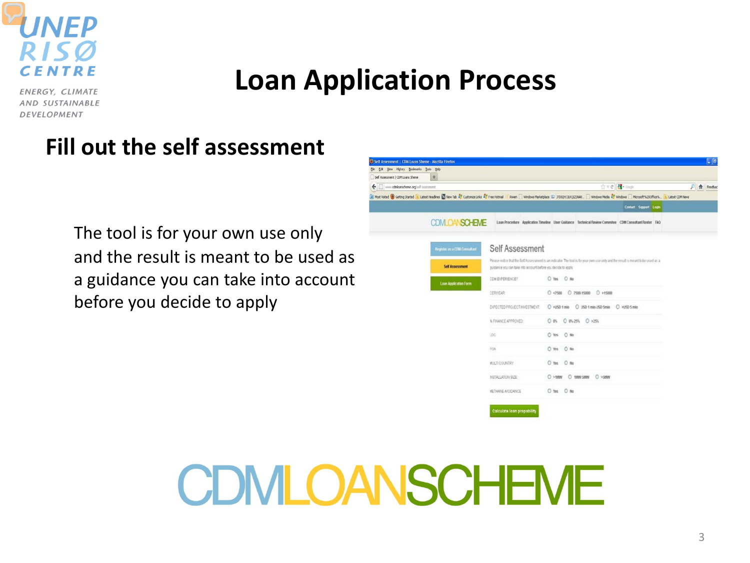# Loan Application Process

## Fill out the self assessment

The tool is for your own use only and the result is meant to be used as a guidance you can take into account before you decide to apply

CDMLOANSCHEME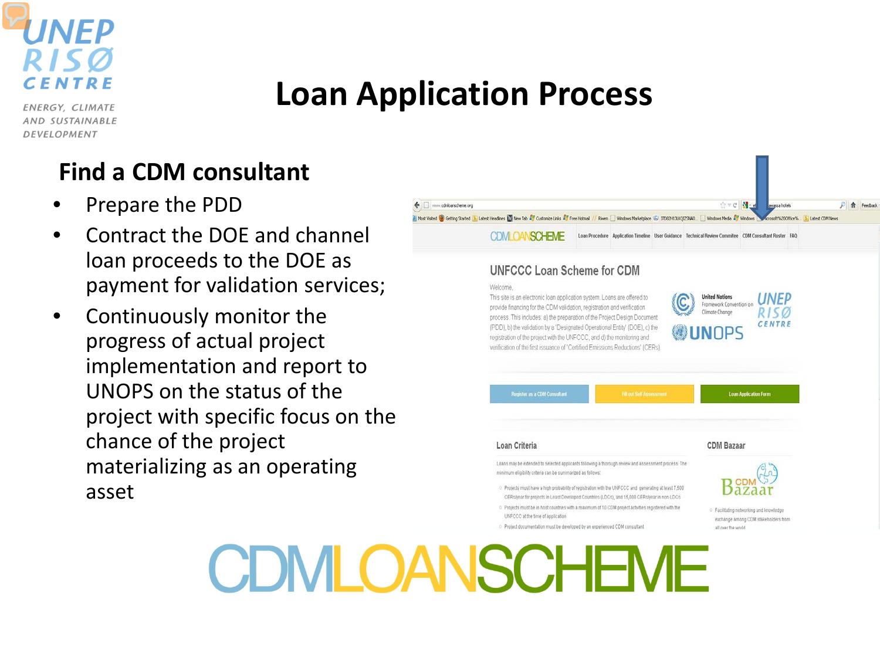# Loan Application Process

## Find a CDM consultant

- Prepare the PDD
- Contract the DOE and channel loan proceeds to the DOE as payment for validation services;
- Continuously monitor the progress of actual project implementation and report to UNOPS on the status of the project with specific focus on the chance of the project materializing as an operating asset

CDMLOANSCHEME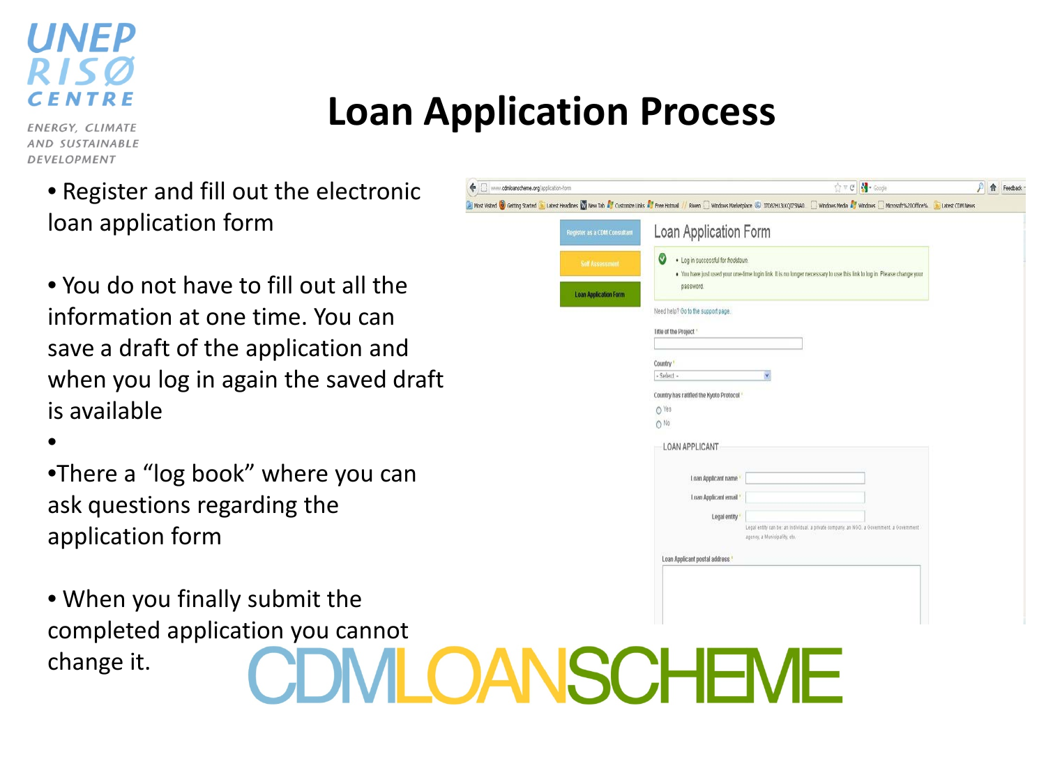# Loan Application Process

- Register and fill out the electronic loan application form

- You do not have to fill out all the information at one time. You can save a draft of the application and when you log in again the saved draft is available

- 

- There a "log book" where you can ask questions regarding the application form

- When you finally submit the completed application you cannot change it.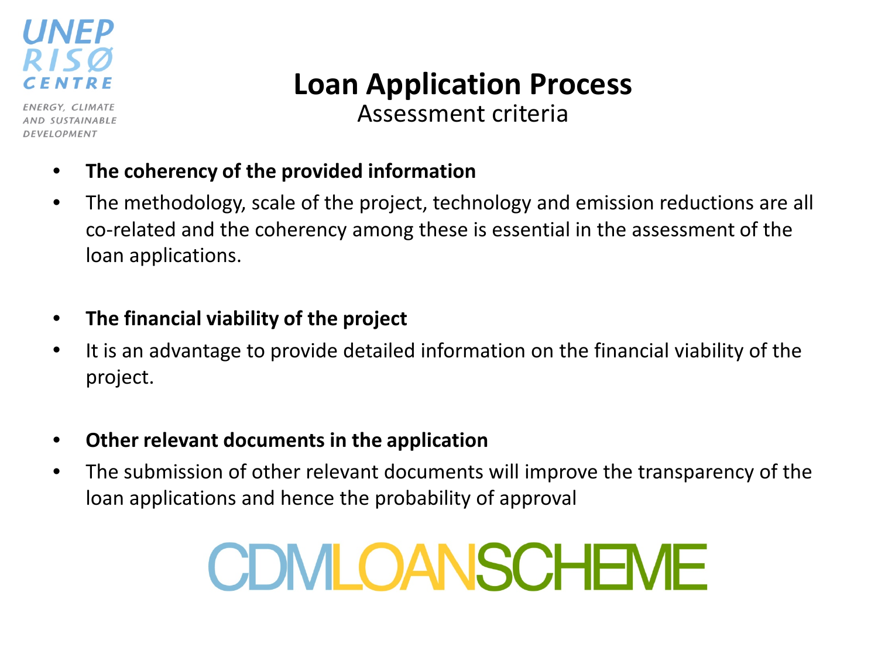# Loan Application Process

## Assessment criteria

- **The coherency of the provided information**
- The methodology, scale of the project, technology and emission reductions are all co-related and the coherency among these is essential in the assessment of the loan applications.

- **The financial viability of the project**
- It is an advantage to provide detailed information on the financial viability of the project.

- **Other relevant documents in the application**
- The submission of other relevant documents will improve the transparency of the loan applications and hence the probability of approval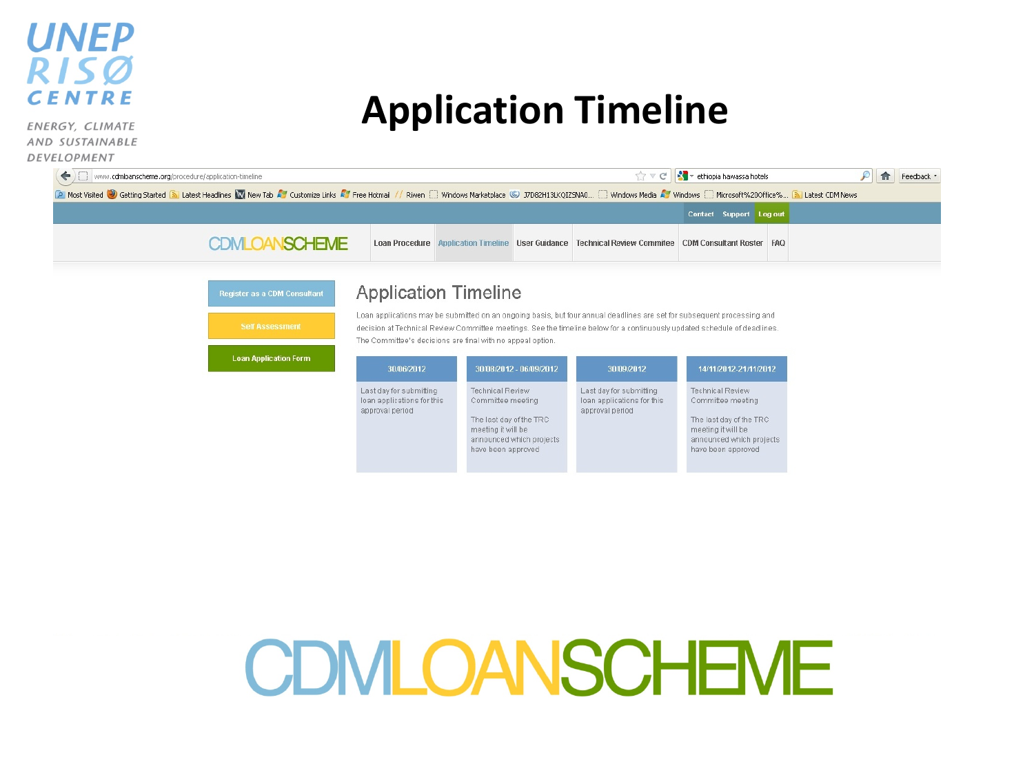# Application Timeline

## Application Timeline

Loan applications may be submitted on an ongoing basis, but four annual deadlines are set for subsequent processing and decision at Technical Review Committee meetings. See the timeline below for a continuously updated schedule of deadlines. The Committee's decisions are final with no appeal option.

| 30/06/2012 | 30/08/2012 - 06/09/2012 | 30/09/2012 | 14/11/2012-21/11/2012 |
| --- | --- | --- | --- |
| Last day for submitting loan applications for this approval period | Technical Review Committee meeting<br><br>The last day of the TRC meeting it will be announced which projects have been approved | Last day for submitting loan applications for this approval period | Technical Review Committee meeting<br><br>The last day of the TRC meeting it will be announced which projects have been approved |

CDMLOANSCHEME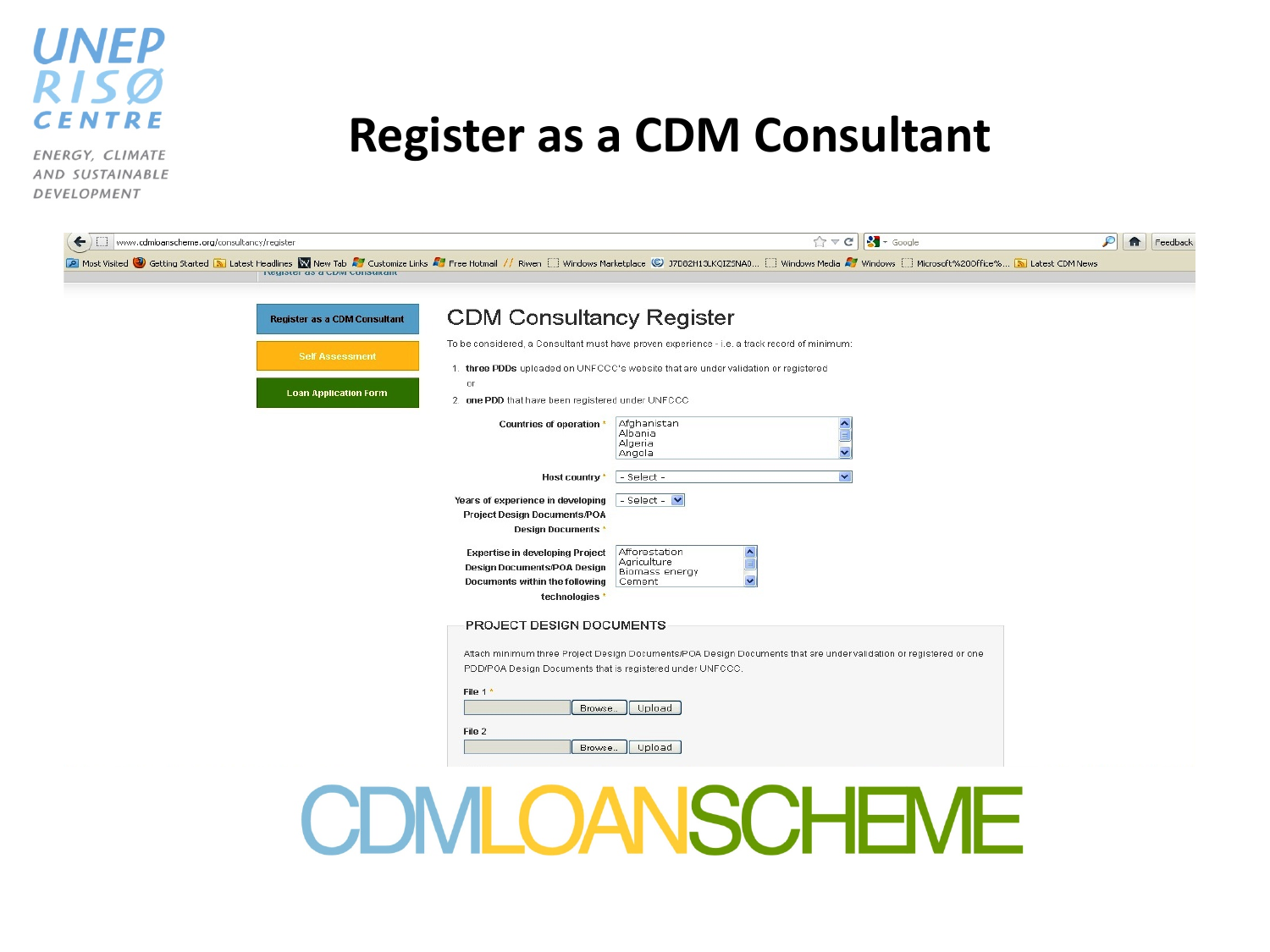UNEP RISØ CENTRE

ENERGY, CLIMATE AND SUSTAINABLE DEVELOPMENT

# Register as a CDM Consultant

www.cdmloanscheme.org/consultancy/register

Register as a CDM Consultant

Self Assessment

Loan Application Form

## CDM Consultancy Register

To be considered, a Consultant must have proven experience - i.e. a track record of minimum:

1. **three PDDs** uploaded on UNFCCC's website that are under validation or registered

   or

2. **one PDD** that have been registered under UNFCCC

**Countries of operation** *
Afghanistan
Albania
Algeria
Angola

**Host country** *
- Select -

**Years of experience in developing Project Design Documents/POA Design Documents** *
- Select -

**Expertise in developing Project Design Documents/POA Design Documents within the following technologies** *
Afforestation
Agriculture
Biomass energy
Cement

### PROJECT DESIGN DOCUMENTS

Attach minimum three Project Design Documents/POA Design Documents that are under validation or registered or one PDD/POA Design Documents that is registered under UNFCCC.

**File 1** *
Browse.. Upload

**File 2**
Browse.. Upload

CDMLOANSCHEME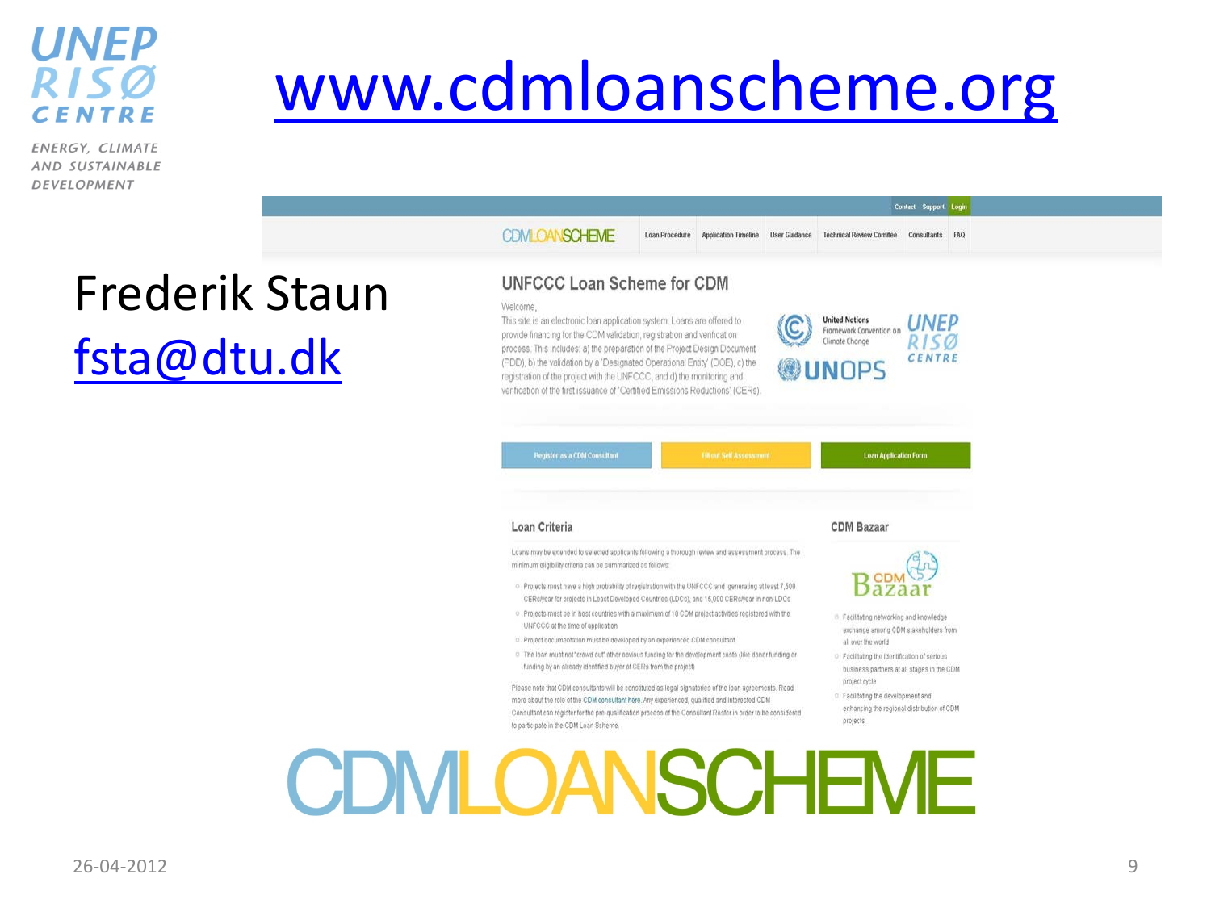# www.cdmloanscheme.org

UNEP RISØ CENTRE

ENERGY, CLIMATE AND SUSTAINABLE DEVELOPMENT

Frederik Staun

fsta@dtu.dk

Contact Support Login

CDMLOANSCHEME

Loan Procedure | Application Timeline | User Guidance | Technical Review Comitee | Consultants | FAQ

## UNFCCC Loan Scheme for CDM

Welcome,

This site is an electronic loan application system. Loans are offered to provide financing for the CDM validation, registration and verification process. This includes: a) the preparation of the Project Design Document (PDD), b) the validation by a 'Designated Operational Entity' (DOE), c) the registration of the project with the UNFCCC, and d) the monitoring and verification of the first issuance of 'Certified Emissions Reductions' (CERs).

United Nations Framework Convention on Climate Change

UNEP RISØ CENTRE

UNOPS

Register as a CDM Consultant | Fill out Self Assessment | Loan Application Form

### Loan Criteria

Loans may be extended to selected applicants following a thorough review and assessment process. The minimum eligibility criteria can be summarized as follows:

- Projects must have a high probability of registration with the UNFCCC and generating at least 7,500 CERs/year for projects in Least Developed Countries (LDCs), and 15,000 CERs/year in non LDCs
- Projects must be in host countries with a maximum of 10 CDM project activities registered with the UNFCCC at the time of application
- Project documentation must be developed by an experienced CDM consultant
- The loan must not "crowd out" other obvious funding for the development costs (like donor funding or funding by an already identified buyer of CERs from the project)

Please note that CDM consultants will be constituted as legal signatories of the loan agreements. Read more about the role of the CDM consultant here. Any experienced, qualified and interested CDM Consultant can register for the pre-qualification process of the Consultant Roster in order to be considered to participate in the CDM Loan Scheme.

### CDM Bazaar

CDM Bazaar

- Facilitating networking and knowledge exchange among CDM stakeholders from all over the world
- Facilitating the identification of serious business partners at all stages in the CDM project cycle
- Facilitating the development and enhancing the regional distribution of CDM projects

CDMLOANSCHEME

26-04-2012